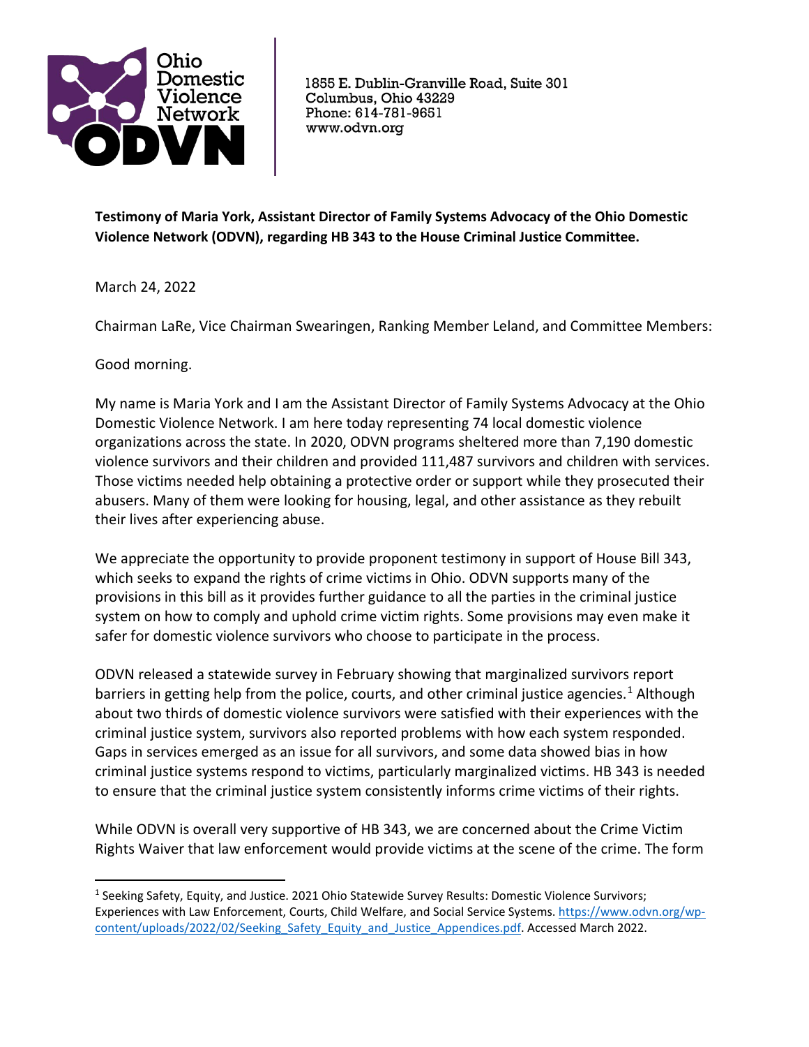Ohio Domestic Violence Network
ODVN

1855 E. Dublin-Granville Road, Suite 301
Columbus, Ohio 43229
Phone: 614-781-9651
www.odvn.org

**Testimony of Maria York, Assistant Director of Family Systems Advocacy of the Ohio Domestic Violence Network (ODVN), regarding HB 343 to the House Criminal Justice Committee.**

March 24, 2022

Chairman LaRe, Vice Chairman Swearingen, Ranking Member Leland, and Committee Members:

Good morning.

My name is Maria York and I am the Assistant Director of Family Systems Advocacy at the Ohio Domestic Violence Network. I am here today representing 74 local domestic violence organizations across the state. In 2020, ODVN programs sheltered more than 7,190 domestic violence survivors and their children and provided 111,487 survivors and children with services. Those victims needed help obtaining a protective order or support while they prosecuted their abusers. Many of them were looking for housing, legal, and other assistance as they rebuilt their lives after experiencing abuse.

We appreciate the opportunity to provide proponent testimony in support of House Bill 343, which seeks to expand the rights of crime victims in Ohio. ODVN supports many of the provisions in this bill as it provides further guidance to all the parties in the criminal justice system on how to comply and uphold crime victim rights. Some provisions may even make it safer for domestic violence survivors who choose to participate in the process.

ODVN released a statewide survey in February showing that marginalized survivors report barriers in getting help from the police, courts, and other criminal justice agencies.[1] Although about two thirds of domestic violence survivors were satisfied with their experiences with the criminal justice system, survivors also reported problems with how each system responded. Gaps in services emerged as an issue for all survivors, and some data showed bias in how criminal justice systems respond to victims, particularly marginalized victims. HB 343 is needed to ensure that the criminal justice system consistently informs crime victims of their rights.

While ODVN is overall very supportive of HB 343, we are concerned about the Crime Victim Rights Waiver that law enforcement would provide victims at the scene of the crime. The form

[1] Seeking Safety, Equity, and Justice. 2021 Ohio Statewide Survey Results: Domestic Violence Survivors; Experiences with Law Enforcement, Courts, Child Welfare, and Social Service Systems. https://www.odvn.org/wp-content/uploads/2022/02/Seeking_Safety_Equity_and_Justice_Appendices.pdf. Accessed March 2022.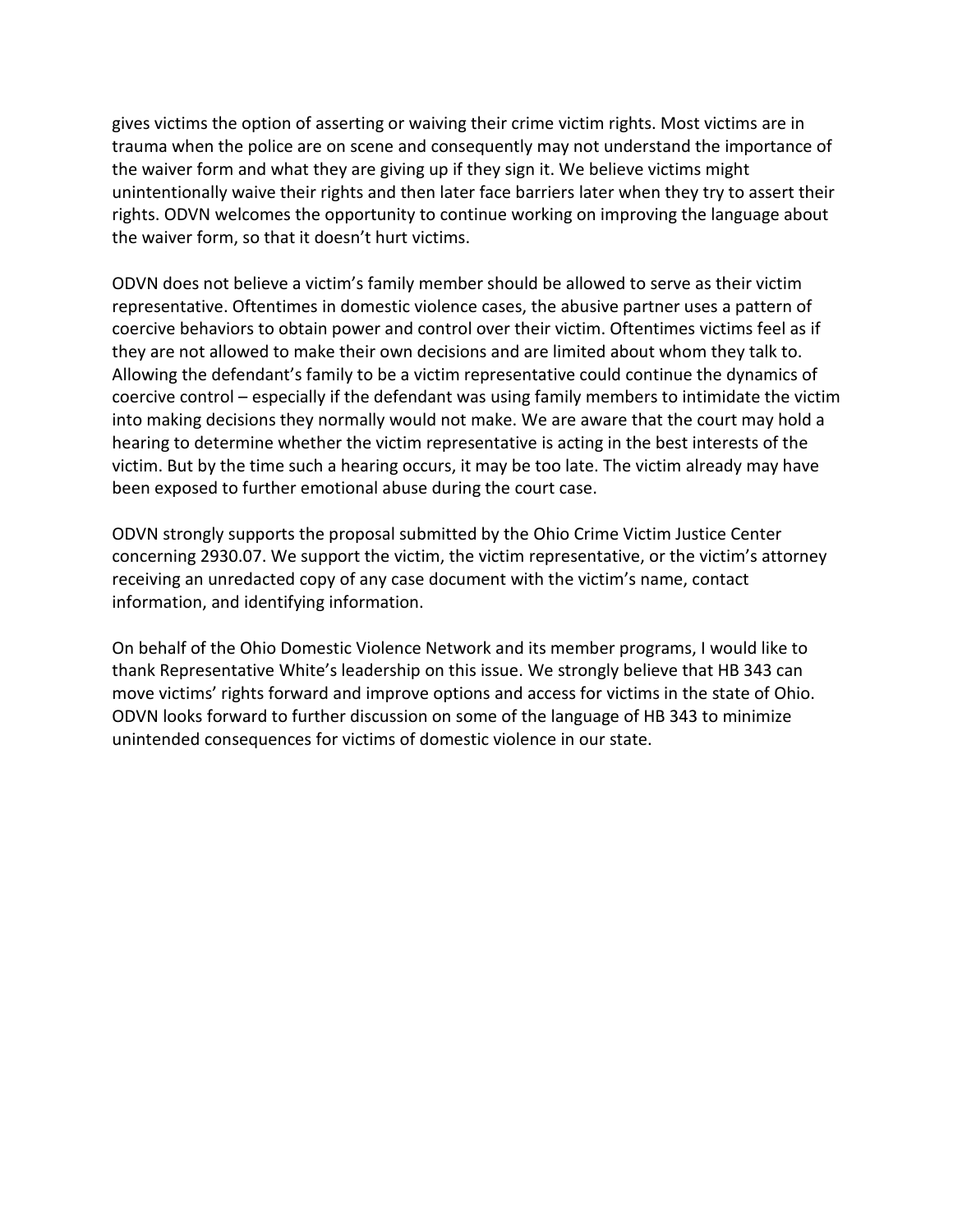gives victims the option of asserting or waiving their crime victim rights. Most victims are in trauma when the police are on scene and consequently may not understand the importance of the waiver form and what they are giving up if they sign it. We believe victims might unintentionally waive their rights and then later face barriers later when they try to assert their rights. ODVN welcomes the opportunity to continue working on improving the language about the waiver form, so that it doesn't hurt victims.

ODVN does not believe a victim's family member should be allowed to serve as their victim representative. Oftentimes in domestic violence cases, the abusive partner uses a pattern of coercive behaviors to obtain power and control over their victim. Oftentimes victims feel as if they are not allowed to make their own decisions and are limited about whom they talk to. Allowing the defendant's family to be a victim representative could continue the dynamics of coercive control – especially if the defendant was using family members to intimidate the victim into making decisions they normally would not make. We are aware that the court may hold a hearing to determine whether the victim representative is acting in the best interests of the victim. But by the time such a hearing occurs, it may be too late. The victim already may have been exposed to further emotional abuse during the court case.

ODVN strongly supports the proposal submitted by the Ohio Crime Victim Justice Center concerning 2930.07. We support the victim, the victim representative, or the victim's attorney receiving an unredacted copy of any case document with the victim's name, contact information, and identifying information.

On behalf of the Ohio Domestic Violence Network and its member programs, I would like to thank Representative White's leadership on this issue. We strongly believe that HB 343 can move victims' rights forward and improve options and access for victims in the state of Ohio. ODVN looks forward to further discussion on some of the language of HB 343 to minimize unintended consequences for victims of domestic violence in our state.